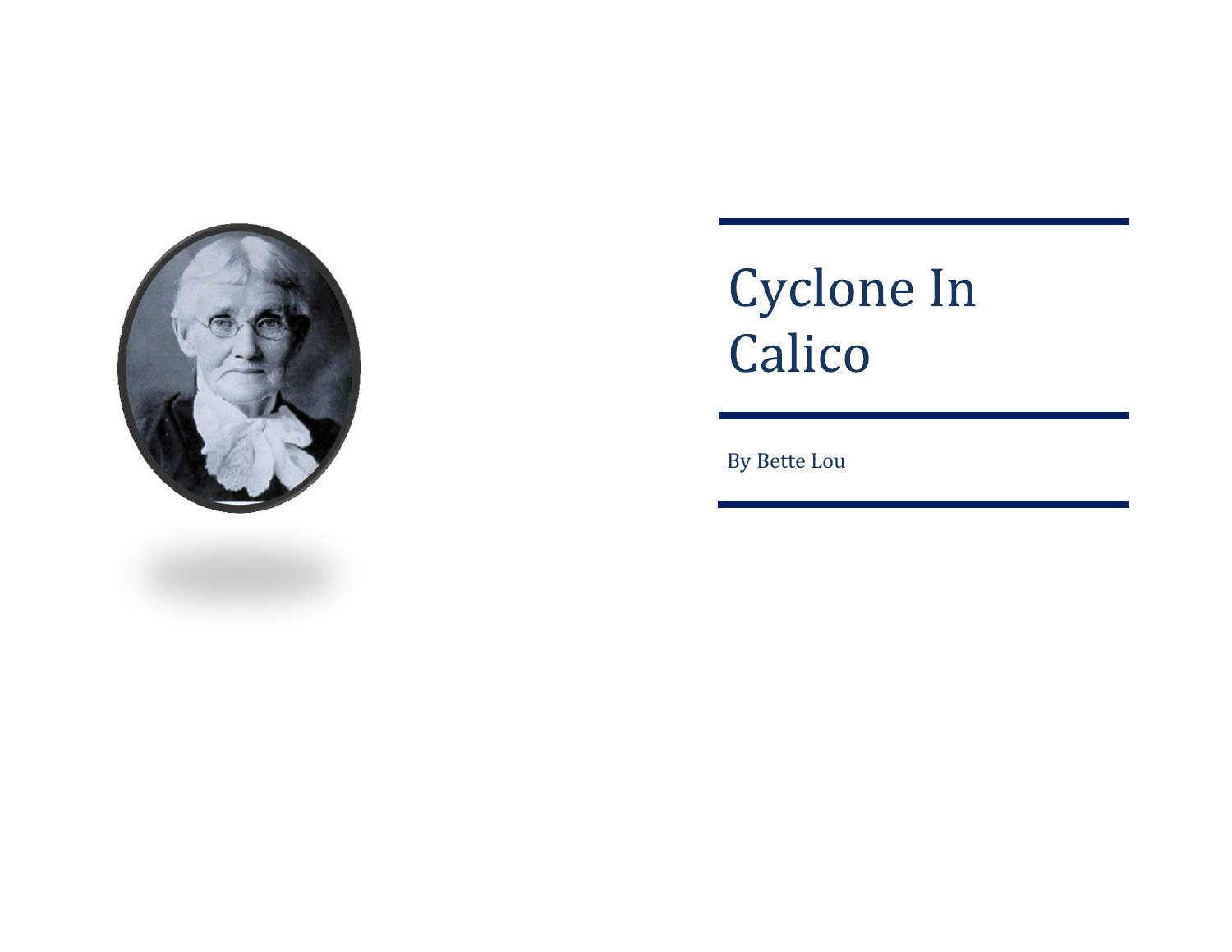# Cyclone In Calico

By Bette Lou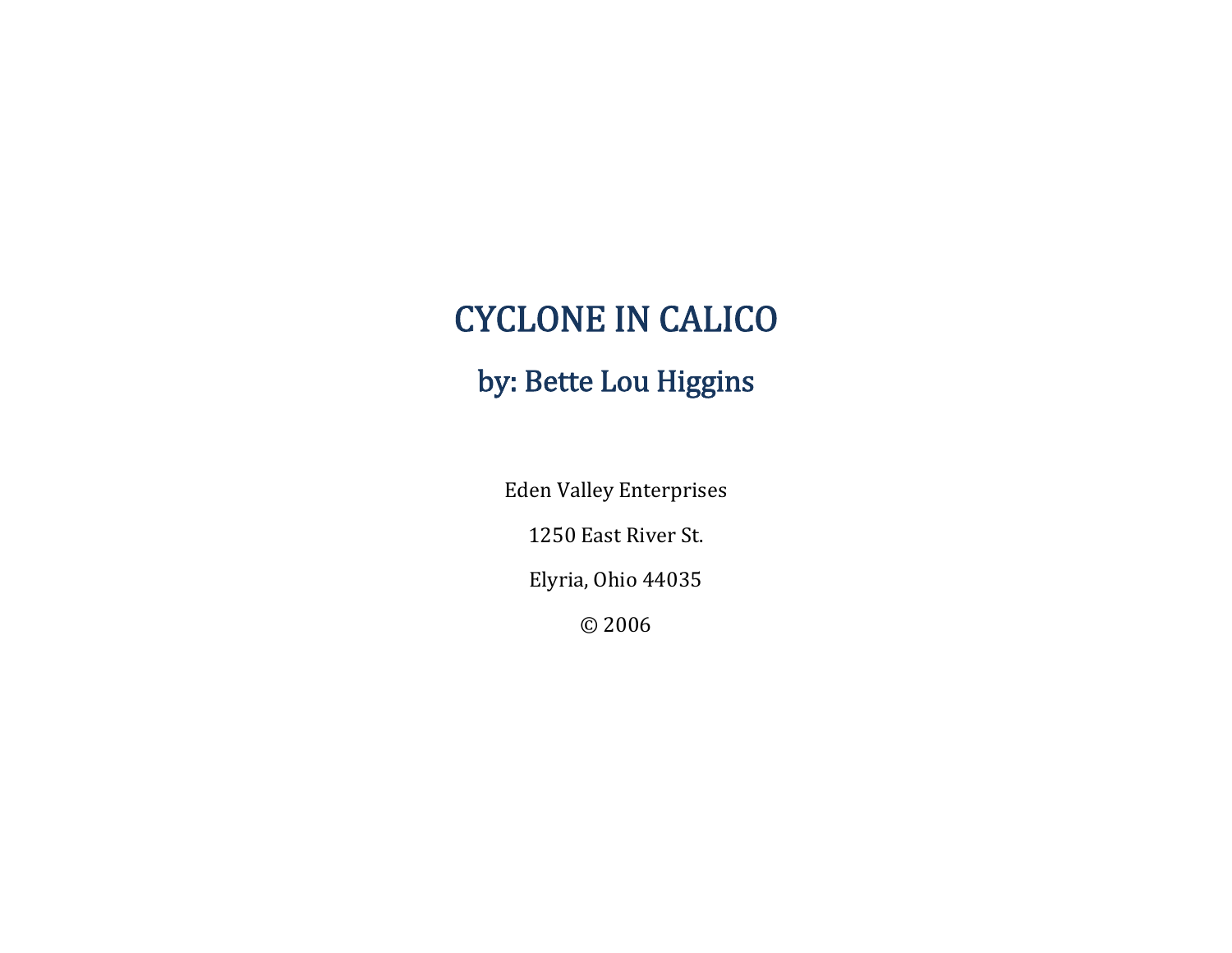# CYCLONE IN CALICO

## by: Bette Lou Higgins

Eden Valley Enterprises

1250 East River St.

Elyria, Ohio 44035

© 2006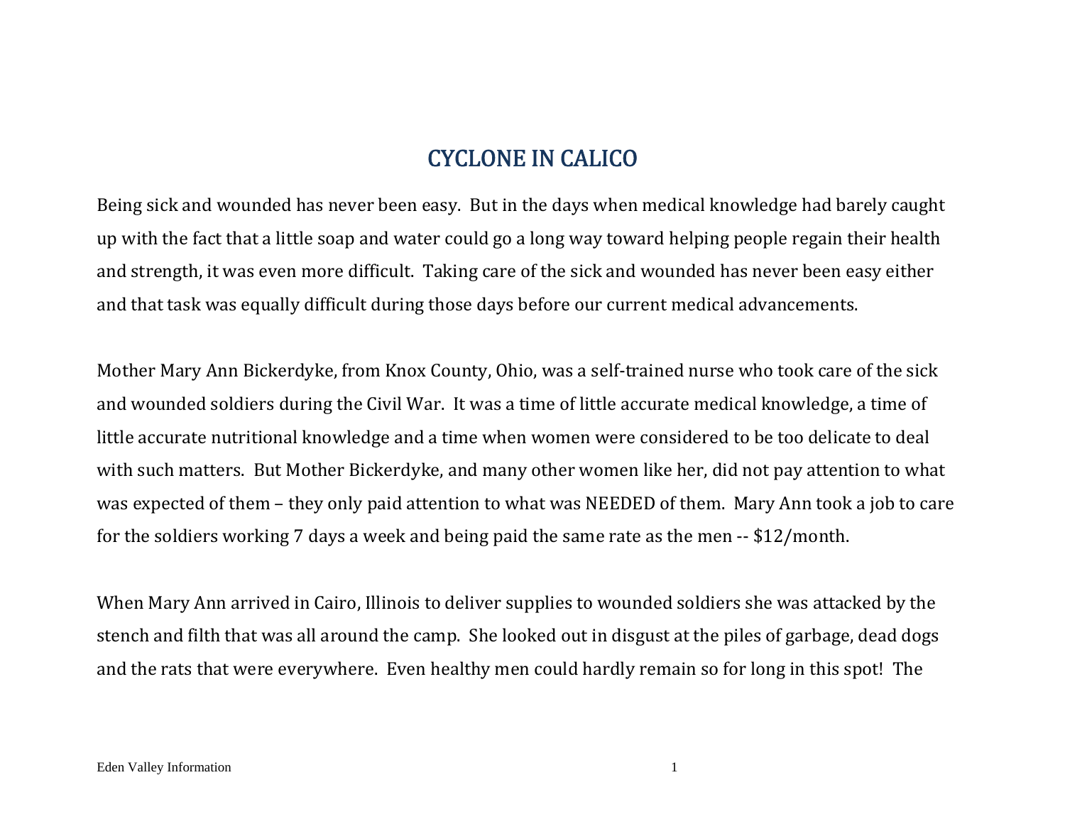# CYCLONE IN CALICO

Being sick and wounded has never been easy. But in the days when medical knowledge had barely caught up with the fact that a little soap and water could go a long way toward helping people regain their health and strength, it was even more difficult. Taking care of the sick and wounded has never been easy either and that task was equally difficult during those days before our current medical advancements.

Mother Mary Ann Bickerdyke, from Knox County, Ohio, was a self-trained nurse who took care of the sick and wounded soldiers during the Civil War. It was a time of little accurate medical knowledge, a time of little accurate nutritional knowledge and a time when women were considered to be too delicate to deal with such matters. But Mother Bickerdyke, and many other women like her, did not pay attention to what was expected of them – they only paid attention to what was NEEDED of them. Mary Ann took a job to care for the soldiers working 7 days a week and being paid the same rate as the men -- $12/month.

When Mary Ann arrived in Cairo, Illinois to deliver supplies to wounded soldiers she was attacked by the stench and filth that was all around the camp. She looked out in disgust at the piles of garbage, dead dogs and the rats that were everywhere. Even healthy men could hardly remain so for long in this spot! The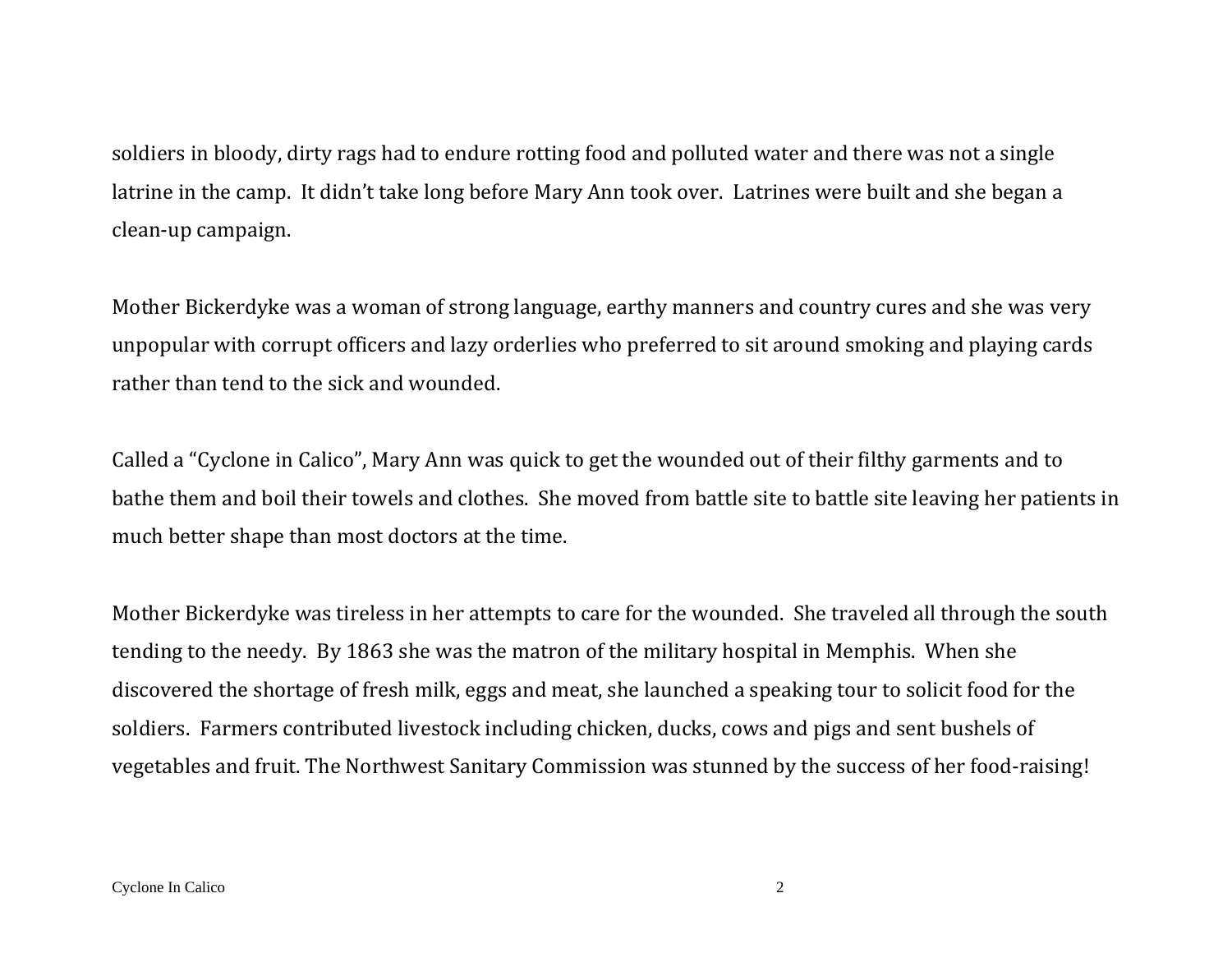soldiers in bloody, dirty rags had to endure rotting food and polluted water and there was not a single latrine in the camp. It didn't take long before Mary Ann took over. Latrines were built and she began a clean-up campaign.

Mother Bickerdyke was a woman of strong language, earthy manners and country cures and she was very unpopular with corrupt officers and lazy orderlies who preferred to sit around smoking and playing cards rather than tend to the sick and wounded.

Called a "Cyclone in Calico", Mary Ann was quick to get the wounded out of their filthy garments and to bathe them and boil their towels and clothes. She moved from battle site to battle site leaving her patients in much better shape than most doctors at the time.

Mother Bickerdyke was tireless in her attempts to care for the wounded. She traveled all through the south tending to the needy. By 1863 she was the matron of the military hospital in Memphis. When she discovered the shortage of fresh milk, eggs and meat, she launched a speaking tour to solicit food for the soldiers. Farmers contributed livestock including chicken, ducks, cows and pigs and sent bushels of vegetables and fruit. The Northwest Sanitary Commission was stunned by the success of her food-raising!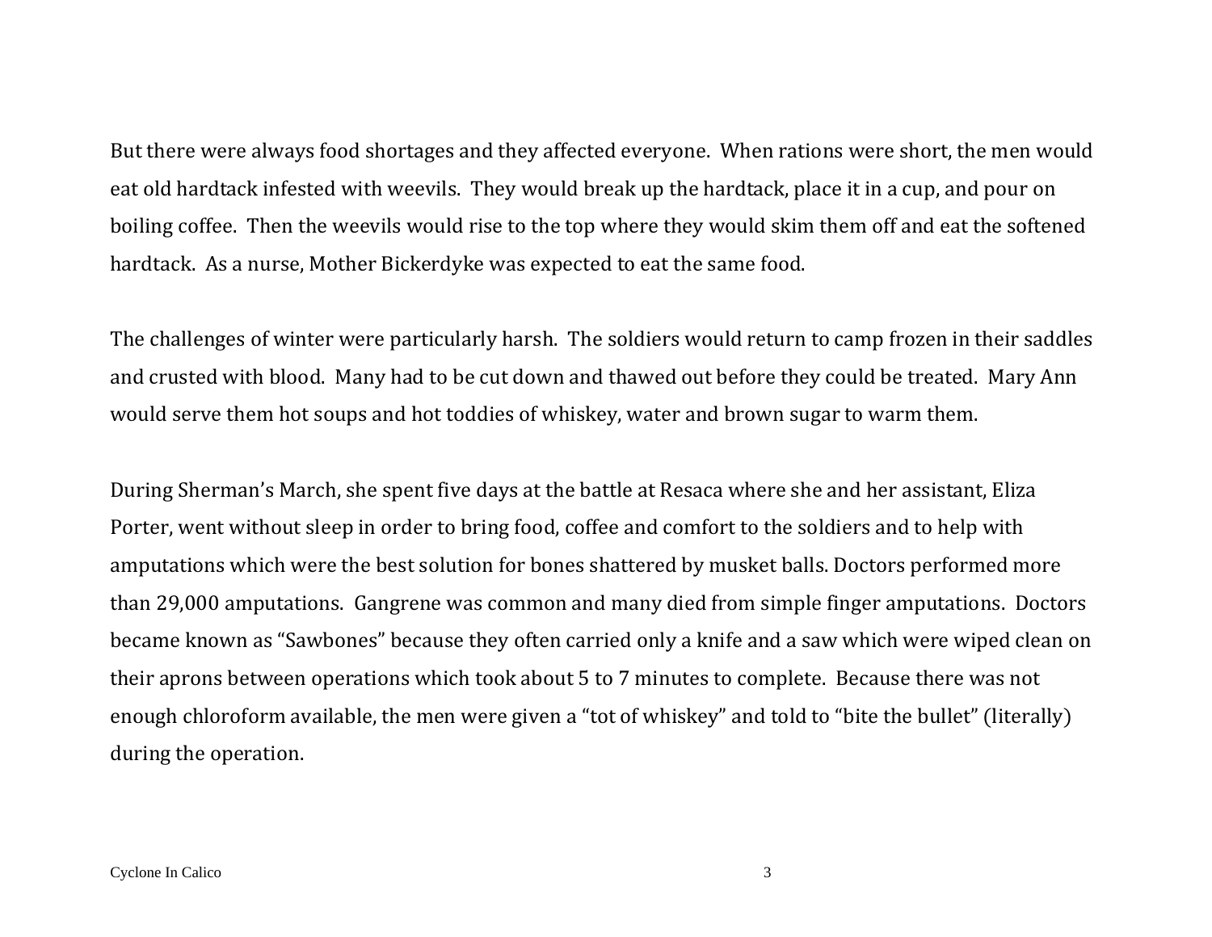But there were always food shortages and they affected everyone.  When rations were short, the men would eat old hardtack infested with weevils.  They would break up the hardtack, place it in a cup, and pour on boiling coffee.  Then the weevils would rise to the top where they would skim them off and eat the softened hardtack.  As a nurse, Mother Bickerdyke was expected to eat the same food.

The challenges of winter were particularly harsh.  The soldiers would return to camp frozen in their saddles and crusted with blood.  Many had to be cut down and thawed out before they could be treated.  Mary Ann would serve them hot soups and hot toddies of whiskey, water and brown sugar to warm them.

During Sherman's March, she spent five days at the battle at Resaca where she and her assistant, Eliza Porter, went without sleep in order to bring food, coffee and comfort to the soldiers and to help with amputations which were the best solution for bones shattered by musket balls. Doctors performed more than 29,000 amputations.  Gangrene was common and many died from simple finger amputations.  Doctors became known as "Sawbones" because they often carried only a knife and a saw which were wiped clean on their aprons between operations which took about 5 to 7 minutes to complete.  Because there was not enough chloroform available, the men were given a "tot of whiskey" and told to "bite the bullet" (literally) during the operation.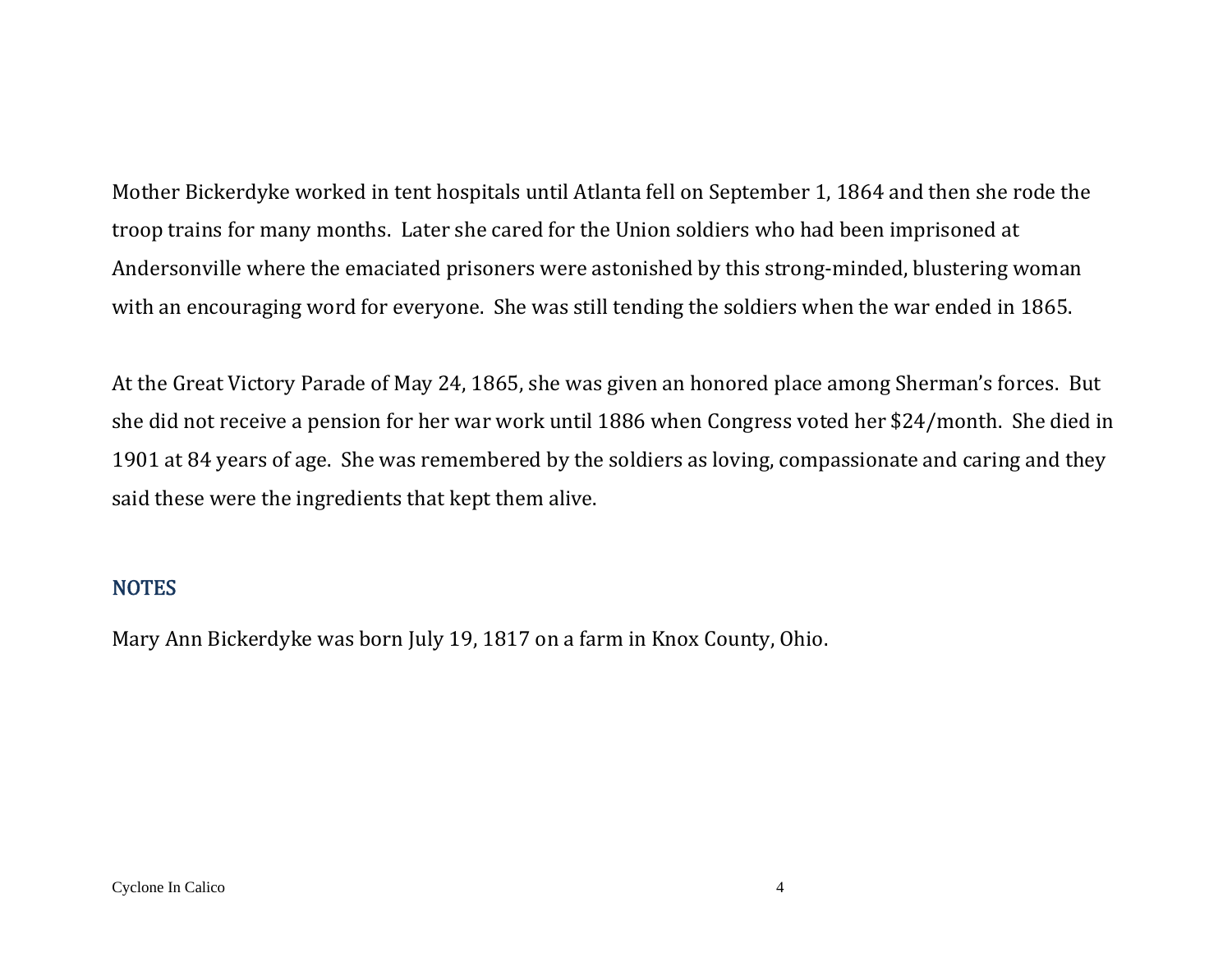Mother Bickerdyke worked in tent hospitals until Atlanta fell on September 1, 1864 and then she rode the troop trains for many months. Later she cared for the Union soldiers who had been imprisoned at Andersonville where the emaciated prisoners were astonished by this strong-minded, blustering woman with an encouraging word for everyone. She was still tending the soldiers when the war ended in 1865.

At the Great Victory Parade of May 24, 1865, she was given an honored place among Sherman's forces. But she did not receive a pension for her war work until 1886 when Congress voted her $24/month. She died in 1901 at 84 years of age. She was remembered by the soldiers as loving, compassionate and caring and they said these were the ingredients that kept them alive.

## NOTES

Mary Ann Bickerdyke was born July 19, 1817 on a farm in Knox County, Ohio.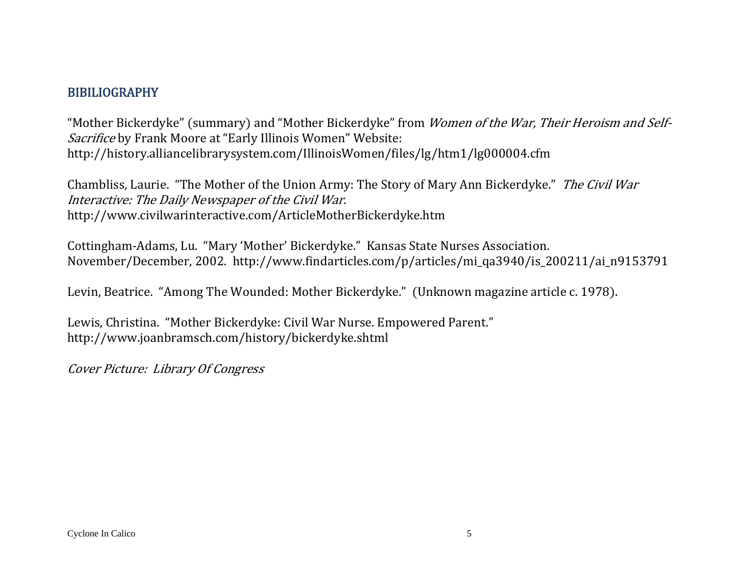## BIBILIOGRAPHY

"Mother Bickerdyke" (summary) and "Mother Bickerdyke" from *Women of the War, Their Heroism and Self-Sacrifice* by Frank Moore at "Early Illinois Women" Website: http://history.alliancelibrarysystem.com/IllinoisWomen/files/lg/htm1/lg000004.cfm

Chambliss, Laurie. "The Mother of the Union Army: The Story of Mary Ann Bickerdyke." *The Civil War Interactive: The Daily Newspaper of the Civil War.* http://www.civilwarinteractive.com/ArticleMotherBickerdyke.htm

Cottingham-Adams, Lu. "Mary 'Mother' Bickerdyke." Kansas State Nurses Association. November/December, 2002. http://www.findarticles.com/p/articles/mi_qa3940/is_200211/ai_n9153791

Levin, Beatrice. "Among The Wounded: Mother Bickerdyke." (Unknown magazine article c. 1978).

Lewis, Christina. "Mother Bickerdyke: Civil War Nurse. Empowered Parent." http://www.joanbramsch.com/history/bickerdyke.shtml

*Cover Picture: Library Of Congress*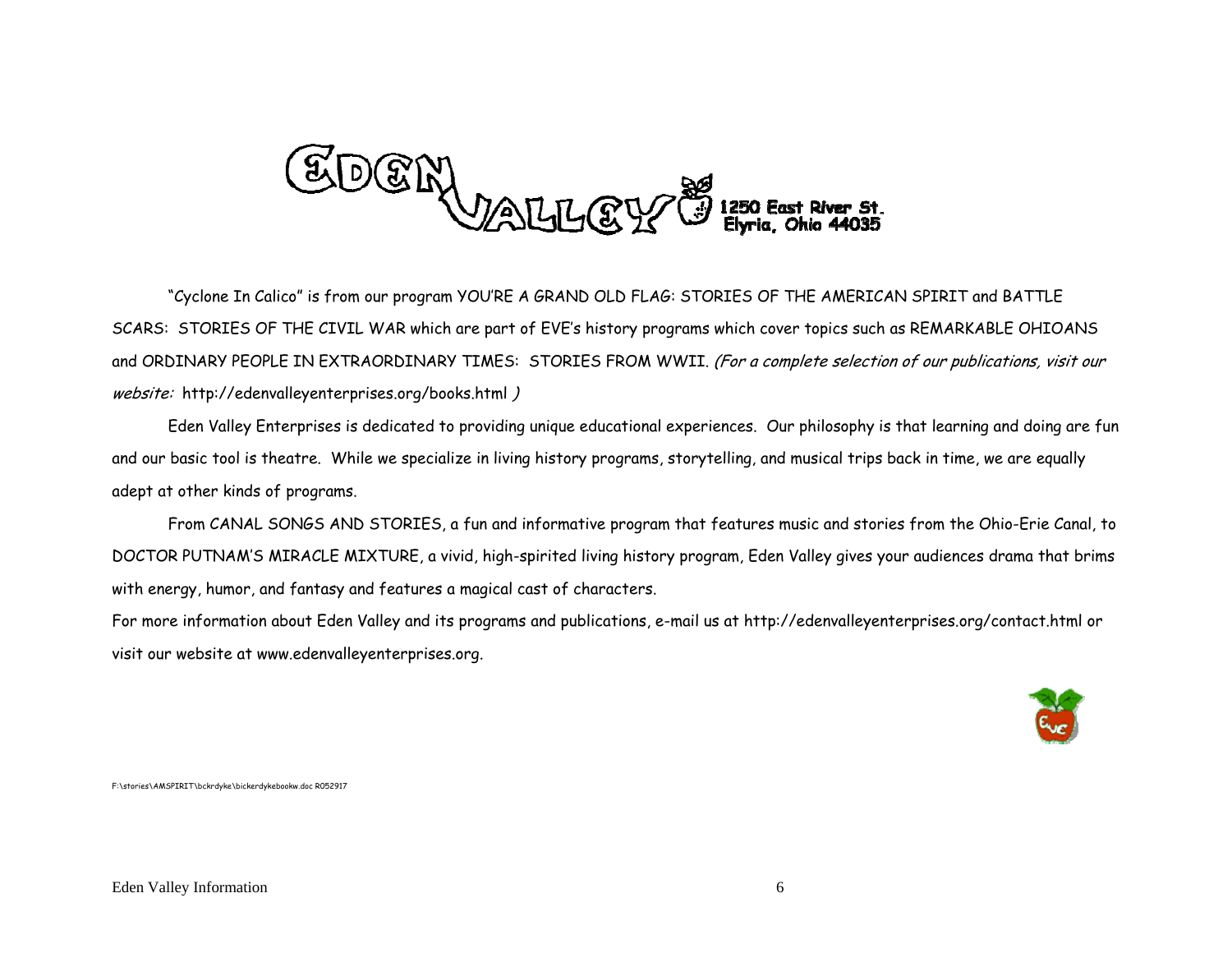# EDEN VALLEY

1250 East River St.
Elyria, Ohio 44035

"Cyclone In Calico" is from our program YOU'RE A GRAND OLD FLAG: STORIES OF THE AMERICAN SPIRIT and BATTLE SCARS: STORIES OF THE CIVIL WAR which are part of EVE's history programs which cover topics such as REMARKABLE OHIOANS and ORDINARY PEOPLE IN EXTRAORDINARY TIMES: STORIES FROM WWII. *(For a complete selection of our publications, visit our website:* http://edenvalleyenterprises.org/books.html *)*

Eden Valley Enterprises is dedicated to providing unique educational experiences. Our philosophy is that learning and doing are fun and our basic tool is theatre. While we specialize in living history programs, storytelling, and musical trips back in time, we are equally adept at other kinds of programs.

From CANAL SONGS AND STORIES, a fun and informative program that features music and stories from the Ohio-Erie Canal, to DOCTOR PUTNAM'S MIRACLE MIXTURE, a vivid, high-spirited living history program, Eden Valley gives your audiences drama that brims with energy, humor, and fantasy and features a magical cast of characters.

For more information about Eden Valley and its programs and publications, e-mail us at http://edenvalleyenterprises.org/contact.html or visit our website at www.edenvalleyenterprises.org.

F:\stories\AMSPIRIT\bckrdyke\bickerdykebookw.doc R052917